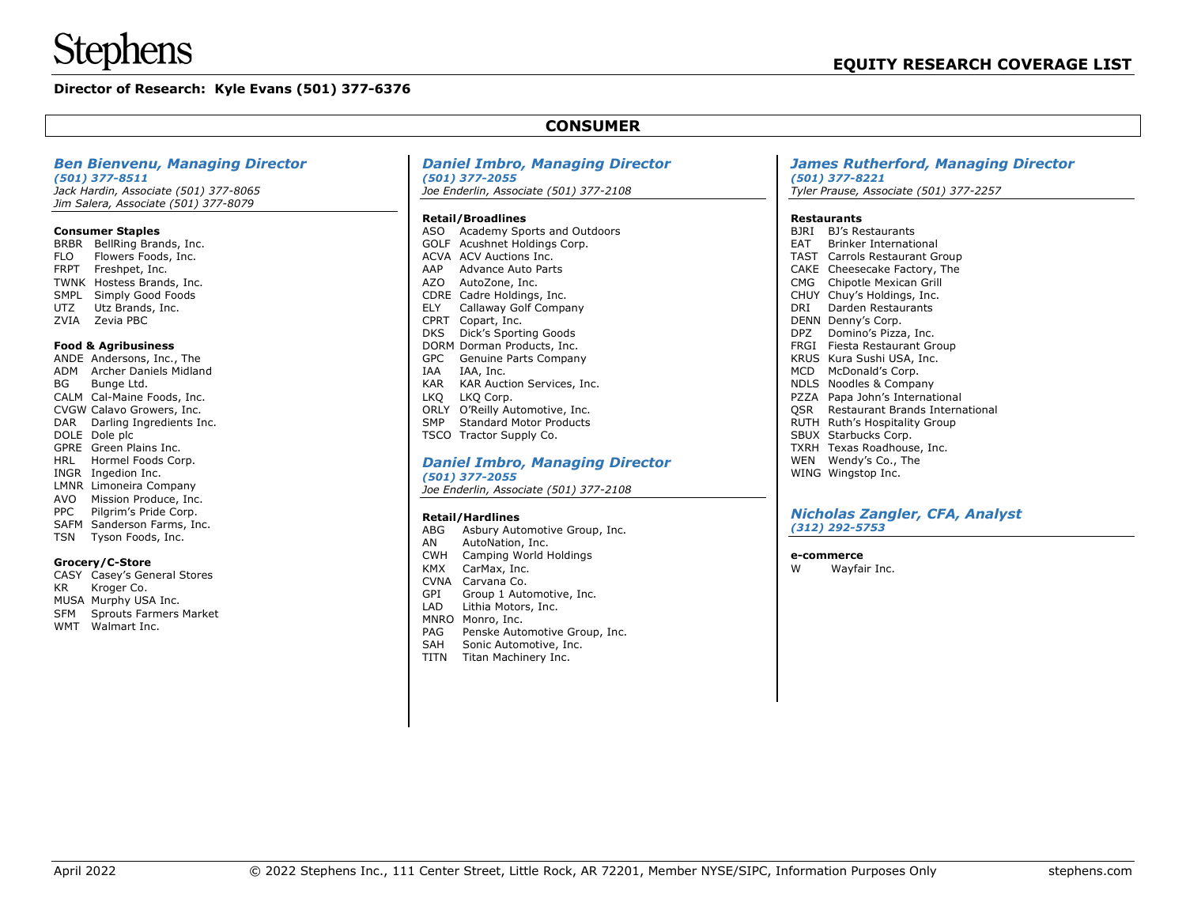# Stephens

## EQUITY RESEARCH COVERAGE LIST

**Director of Research: Kyle Evans (501) 377-6376**

## CONSUMER

### *Ben Bienvenu, Managing Director*

*(501) 377-8511*
*Jack Hardin, Associate (501) 377-8065*
*Jim Salera, Associate (501) 377-8079*

**Consumer Staples**

BRBR BellRing Brands, Inc.
FLO Flowers Foods, Inc.
FRPT Freshpet, Inc.
TWNK Hostess Brands, Inc.
SMPL Simply Good Foods
UTZ Utz Brands, Inc.
ZVIA Zevia PBC

**Food & Agribusiness**

ANDE Andersons, Inc., The
ADM Archer Daniels Midland
BG Bunge Ltd.
CALM Cal-Maine Foods, Inc.
CVGW Calavo Growers, Inc.
DAR Darling Ingredients Inc.
DOLE Dole plc
GPRE Green Plains Inc.
HRL Hormel Foods Corp.
INGR Ingedion Inc.
LMNR Limoneira Company
AVO Mission Produce, Inc.
PPC Pilgrim's Pride Corp.
SAFM Sanderson Farms, Inc.
TSN Tyson Foods, Inc.

**Grocery/C-Store**

CASY Casey's General Stores
KR Kroger Co.
MUSA Murphy USA Inc.
SFM Sprouts Farmers Market
WMT Walmart Inc.

### *Daniel Imbro, Managing Director*

*(501) 377-2055*
*Joe Enderlin, Associate (501) 377-2108*

**Retail/Broadlines**

ASO Academy Sports and Outdoors
GOLF Acushnet Holdings Corp.
ACVA ACV Auctions Inc.
AAP Advance Auto Parts
AZO AutoZone, Inc.
CDRE Cadre Holdings, Inc.
ELY Callaway Golf Company
CPRT Copart, Inc.
DKS Dick's Sporting Goods
DORM Dorman Products, Inc.
GPC Genuine Parts Company
IAA IAA, Inc.
KAR KAR Auction Services, Inc.
LKQ LKQ Corp.
ORLY O'Reilly Automotive, Inc.
SMP Standard Motor Products
TSCO Tractor Supply Co.

### *Daniel Imbro, Managing Director*

*(501) 377-2055*
*Joe Enderlin, Associate (501) 377-2108*

**Retail/Hardlines**

ABG Asbury Automotive Group, Inc.
AN AutoNation, Inc.
CWH Camping World Holdings
KMX CarMax, Inc.
CVNA Carvana Co.
GPI Group 1 Automotive, Inc.
LAD Lithia Motors, Inc.
MNRO Monro, Inc.
PAG Penske Automotive Group, Inc.
SAH Sonic Automotive, Inc.
TITN Titan Machinery Inc.

### *James Rutherford, Managing Director*

*(501) 377-8221*
*Tyler Prause, Associate (501) 377-2257*

**Restaurants**

BJRI BJ's Restaurants
EAT Brinker International
TAST Carrols Restaurant Group
CAKE Cheesecake Factory, The
CMG Chipotle Mexican Grill
CHUY Chuy's Holdings, Inc.
DRI Darden Restaurants
DENN Denny's Corp.
DPZ Domino's Pizza, Inc.
FRGI Fiesta Restaurant Group
KRUS Kura Sushi USA, Inc.
MCD McDonald's Corp.
NDLS Noodles & Company
PZZA Papa John's International
QSR Restaurant Brands International
RUTH Ruth's Hospitality Group
SBUX Starbucks Corp.
TXRH Texas Roadhouse, Inc.
WEN Wendy's Co., The
WING Wingstop Inc.

### *Nicholas Zangler, CFA, Analyst*

*(312) 292-5753*

**e-commerce**

W Wayfair Inc.

April 2022 © 2022 Stephens Inc., 111 Center Street, Little Rock, AR 72201, Member NYSE/SIPC, Information Purposes Only stephens.com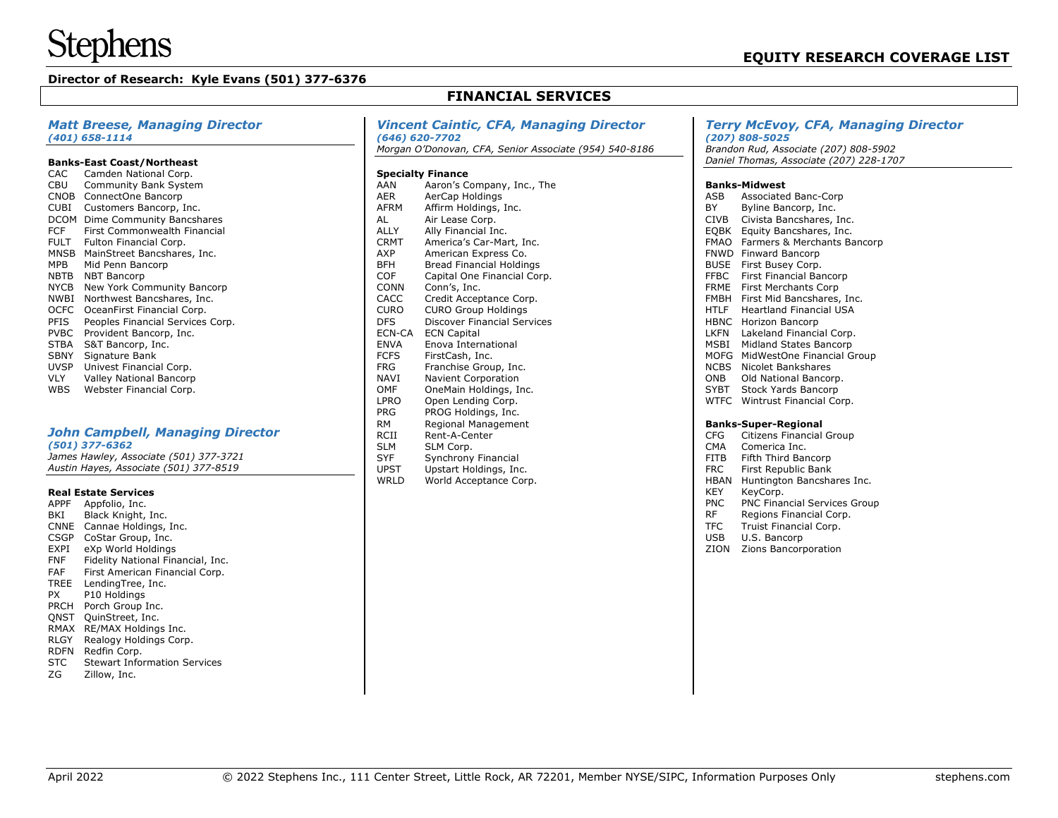# Stephens

## EQUITY RESEARCH COVERAGE LIST

**Director of Research: Kyle Evans (501) 377-6376**

## FINANCIAL SERVICES

### *Matt Breese, Managing Director*
*(401) 658-1114*

**Banks-East Coast/Northeast**

| Ticker | Company |
|---|---|
| CAC | Camden National Corp. |
| CBU | Community Bank System |
| CNOB | ConnectOne Bancorp |
| CUBI | Customers Bancorp, Inc. |
| DCOM | Dime Community Bancshares |
| FCF | First Commonwealth Financial |
| FULT | Fulton Financial Corp. |
| MNSB | MainStreet Bancshares, Inc. |
| MPB | Mid Penn Bancorp |
| NBTB | NBT Bancorp |
| NYCB | New York Community Bancorp |
| NWBI | Northwest Bancshares, Inc. |
| OCFC | OceanFirst Financial Corp. |
| PFIS | Peoples Financial Services Corp. |
| PVBC | Provident Bancorp, Inc. |
| STBA | S&T Bancorp, Inc. |
| SBNY | Signature Bank |
| UVSP | Univest Financial Corp. |
| VLY | Valley National Bancorp |
| WBS | Webster Financial Corp. |

### *John Campbell, Managing Director*
*(501) 377-6362*
*James Hawley, Associate (501) 377-3721*
*Austin Hayes, Associate (501) 377-8519*

**Real Estate Services**

| Ticker | Company |
|---|---|
| APPF | Appfolio, Inc. |
| BKI | Black Knight, Inc. |
| CNNE | Cannae Holdings, Inc. |
| CSGP | CoStar Group, Inc. |
| EXPI | eXp World Holdings |
| FNF | Fidelity National Financial, Inc. |
| FAF | First American Financial Corp. |
| TREE | LendingTree, Inc. |
| PX | P10 Holdings |
| PRCH | Porch Group Inc. |
| QNST | QuinStreet, Inc. |
| RMAX | RE/MAX Holdings Inc. |
| RLGY | Realogy Holdings Corp. |
| RDFN | Redfin Corp. |
| STC | Stewart Information Services |
| ZG | Zillow, Inc. |

### *Vincent Caintic, CFA, Managing Director*
*(646) 620-7702*
*Morgan O'Donovan, CFA, Senior Associate (954) 540-8186*

**Specialty Finance**

| Ticker | Company |
|---|---|
| AAN | Aaron's Company, Inc., The |
| AER | AerCap Holdings |
| AFRM | Affirm Holdings, Inc. |
| AL | Air Lease Corp. |
| ALLY | Ally Financial Inc. |
| CRMT | America's Car-Mart, Inc. |
| AXP | American Express Co. |
| BFH | Bread Financial Holdings |
| COF | Capital One Financial Corp. |
| CONN | Conn's, Inc. |
| CACC | Credit Acceptance Corp. |
| CURO | CURO Group Holdings |
| DFS | Discover Financial Services |
| ECN-CA | ECN Capital |
| ENVA | Enova International |
| FCFS | FirstCash, Inc. |
| FRG | Franchise Group, Inc. |
| NAVI | Navient Corporation |
| OMF | OneMain Holdings, Inc. |
| LPRO | Open Lending Corp. |
| PRG | PROG Holdings, Inc. |
| RM | Regional Management |
| RCII | Rent-A-Center |
| SLM | SLM Corp. |
| SYF | Synchrony Financial |
| UPST | Upstart Holdings, Inc. |
| WRLD | World Acceptance Corp. |

### *Terry McEvoy, CFA, Managing Director*
*(207) 808-5025*
*Brandon Rud, Associate (207) 808-5902*
*Daniel Thomas, Associate (207) 228-1707*

**Banks-Midwest**

| Ticker | Company |
|---|---|
| ASB | Associated Banc-Corp |
| BY | Byline Bancorp, Inc. |
| CIVB | Civista Bancshares, Inc. |
| EQBK | Equity Bancshares, Inc. |
| FMAO | Farmers & Merchants Bancorp |
| FNWD | Finward Bancorp |
| BUSE | First Busey Corp. |
| FFBC | First Financial Bancorp |
| FRME | First Merchants Corp |
| FMBH | First Mid Bancshares, Inc. |
| HTLF | Heartland Financial USA |
| HBNC | Horizon Bancorp |
| LKFN | Lakeland Financial Corp. |
| MSBI | Midland States Bancorp |
| MOFG | MidWestOne Financial Group |
| NCBS | Nicolet Bankshares |
| ONB | Old National Bancorp. |
| SYBT | Stock Yards Bancorp |
| WTFC | Wintrust Financial Corp. |

**Banks-Super-Regional**

| Ticker | Company |
|---|---|
| CFG | Citizens Financial Group |
| CMA | Comerica Inc. |
| FITB | Fifth Third Bancorp |
| FRC | First Republic Bank |
| HBAN | Huntington Bancshares Inc. |
| KEY | KeyCorp. |
| PNC | PNC Financial Services Group |
| RF | Regions Financial Corp. |
| TFC | Truist Financial Corp. |
| USB | U.S. Bancorp |
| ZION | Zions Bancorporation |

April 2022 © 2022 Stephens Inc., 111 Center Street, Little Rock, AR 72201, Member NYSE/SIPC, Information Purposes Only stephens.com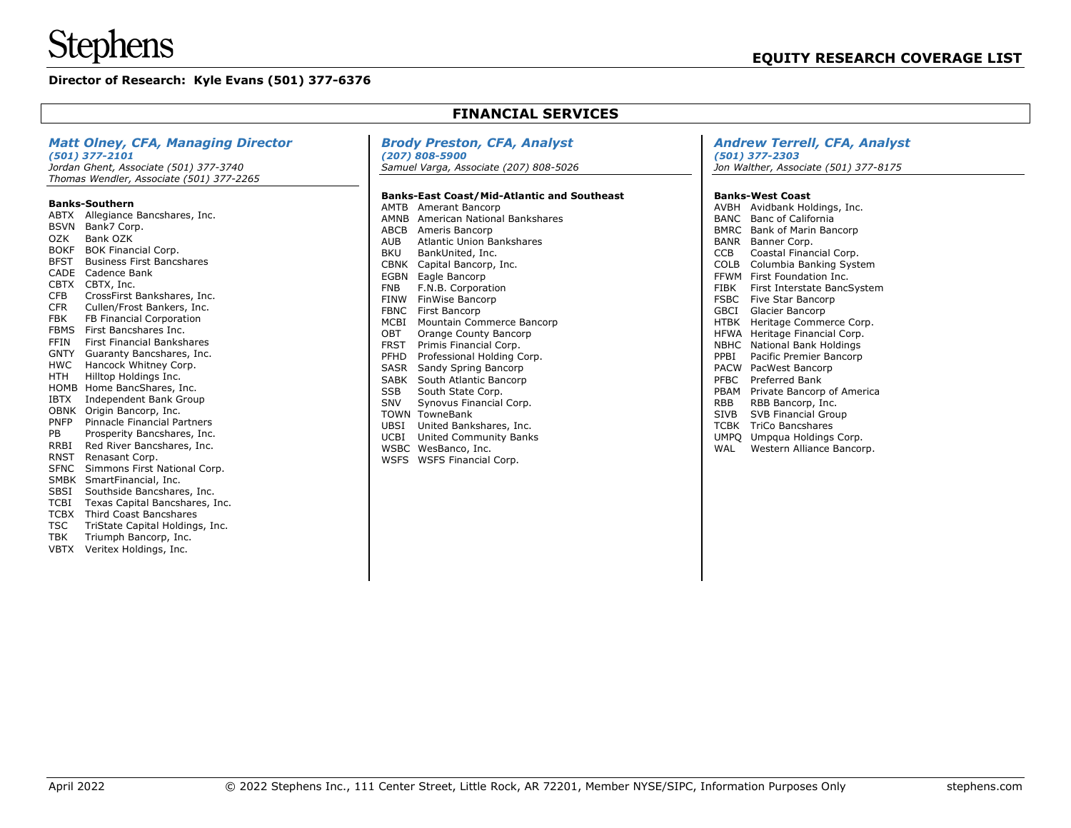Stephens

## EQUITY RESEARCH COVERAGE LIST

**Director of Research: Kyle Evans (501) 377-6376**

## FINANCIAL SERVICES

### *Matt Olney, CFA, Managing Director*

***(501) 377-2101***

*Jordan Ghent, Associate (501) 377-3740*

*Thomas Wendler, Associate (501) 377-2265*

**Banks-Southern**

| Ticker | Company |
|---|---|
| ABTX | Allegiance Bancshares, Inc. |
| BSVN | Bank7 Corp. |
| OZK | Bank OZK |
| BOKF | BOK Financial Corp. |
| BFST | Business First Bancshares |
| CADE | Cadence Bank |
| CBTX | CBTX, Inc. |
| CFB | CrossFirst Bankshares, Inc. |
| CFR | Cullen/Frost Bankers, Inc. |
| FBK | FB Financial Corporation |
| FBMS | First Bancshares Inc. |
| FFIN | First Financial Bankshares |
| GNTY | Guaranty Bancshares, Inc. |
| HWC | Hancock Whitney Corp. |
| HTH | Hilltop Holdings Inc. |
| HOMB | Home BancShares, Inc. |
| IBTX | Independent Bank Group |
| OBNK | Origin Bancorp, Inc. |
| PNFP | Pinnacle Financial Partners |
| PB | Prosperity Bancshares, Inc. |
| RRBI | Red River Bancshares, Inc. |
| RNST | Renasant Corp. |
| SFNC | Simmons First National Corp. |
| SMBK | SmartFinancial, Inc. |
| SBSI | Southside Bancshares, Inc. |
| TCBI | Texas Capital Bancshares, Inc. |
| TCBX | Third Coast Bancshares |
| TSC | TriState Capital Holdings, Inc. |
| TBK | Triumph Bancorp, Inc. |
| VBTX | Veritex Holdings, Inc. |

### *Brody Preston, CFA, Analyst*

***(207) 808-5900***

*Samuel Varga, Associate (207) 808-5026*

**Banks-East Coast/Mid-Atlantic and Southeast**

| Ticker | Company |
|---|---|
| AMTB | Amerant Bancorp |
| AMNB | American National Bankshares |
| ABCB | Ameris Bancorp |
| AUB | Atlantic Union Bankshares |
| BKU | BankUnited, Inc. |
| CBNK | Capital Bancorp, Inc. |
| EGBN | Eagle Bancorp |
| FNB | F.N.B. Corporation |
| FINW | FinWise Bancorp |
| FBNC | First Bancorp |
| MCBI | Mountain Commerce Bancorp |
| OBT | Orange County Bancorp |
| FRST | Primis Financial Corp. |
| PFHD | Professional Holding Corp. |
| SASR | Sandy Spring Bancorp |
| SABK | South Atlantic Bancorp |
| SSB | South State Corp. |
| SNV | Synovus Financial Corp. |
| TOWN | TowneBank |
| UBSI | United Bankshares, Inc. |
| UCBI | United Community Banks |
| WSBC | WesBanco, Inc. |
| WSFS | WSFS Financial Corp. |

### *Andrew Terrell, CFA, Analyst*

***(501) 377-2303***

*Jon Walther, Associate (501) 377-8175*

**Banks-West Coast**

| Ticker | Company |
|---|---|
| AVBH | Avidbank Holdings, Inc. |
| BANC | Banc of California |
| BMRC | Bank of Marin Bancorp |
| BANR | Banner Corp. |
| CCB | Coastal Financial Corp. |
| COLB | Columbia Banking System |
| FFWM | First Foundation Inc. |
| FIBK | First Interstate BancSystem |
| FSBC | Five Star Bancorp |
| GBCI | Glacier Bancorp |
| HTBK | Heritage Commerce Corp. |
| HFWA | Heritage Financial Corp. |
| NBHC | National Bank Holdings |
| PPBI | Pacific Premier Bancorp |
| PACW | PacWest Bancorp |
| PFBC | Preferred Bank |
| PBAM | Private Bancorp of America |
| RBB | RBB Bancorp, Inc. |
| SIVB | SVB Financial Group |
| TCBK | TriCo Bancshares |
| UMPQ | Umpqua Holdings Corp. |
| WAL | Western Alliance Bancorp. |

April 2022 © 2022 Stephens Inc., 111 Center Street, Little Rock, AR 72201, Member NYSE/SIPC, Information Purposes Only stephens.com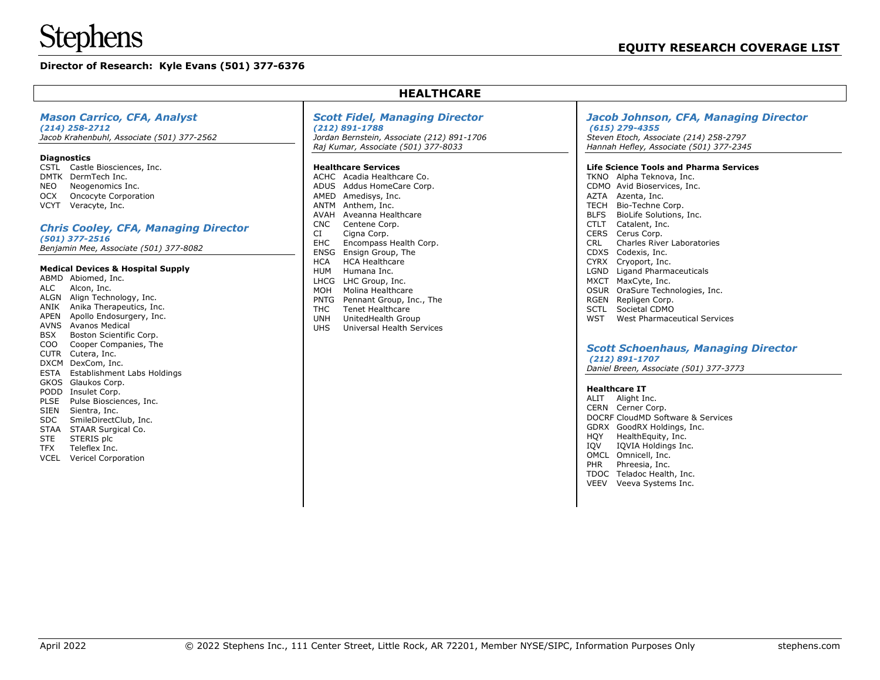Stephens

**EQUITY RESEARCH COVERAGE LIST**

**Director of Research: Kyle Evans (501) 377-6376**

## HEALTHCARE

### *Mason Carrico, CFA, Analyst*
***(214) 258-2712***
*Jacob Krahenbuhl, Associate (501) 377-2562*

**Diagnostics**

| | |
|---|---|
| CSTL | Castle Biosciences, Inc. |
| DMTK | DermTech Inc. |
| NEO | Neogenomics Inc. |
| OCX | Oncocyte Corporation |
| VCYT | Veracyte, Inc. |

### *Chris Cooley, CFA, Managing Director*
***(501) 377-2516***
*Benjamin Mee, Associate (501) 377-8082*

**Medical Devices & Hospital Supply**

| | |
|---|---|
| ABMD | Abiomed, Inc. |
| ALC | Alcon, Inc. |
| ALGN | Align Technology, Inc. |
| ANIK | Anika Therapeutics, Inc. |
| APEN | Apollo Endosurgery, Inc. |
| AVNS | Avanos Medical |
| BSX | Boston Scientific Corp. |
| COO | Cooper Companies, The |
| CUTR | Cutera, Inc. |
| DXCM | DexCom, Inc. |
| ESTA | Establishment Labs Holdings |
| GKOS | Glaukos Corp. |
| PODD | Insulet Corp. |
| PLSE | Pulse Biosciences, Inc. |
| SIEN | Sientra, Inc. |
| SDC | SmileDirectClub, Inc. |
| STAA | STAAR Surgical Co. |
| STE | STERIS plc |
| TFX | Teleflex Inc. |
| VCEL | Vericel Corporation |

### *Scott Fidel, Managing Director*
***(212) 891-1788***
*Jordan Bernstein, Associate (212) 891-1706*
*Raj Kumar, Associate (501) 377-8033*

**Healthcare Services**

| | |
|---|---|
| ACHC | Acadia Healthcare Co. |
| ADUS | Addus HomeCare Corp. |
| AMED | Amedisys, Inc. |
| ANTM | Anthem, Inc. |
| AVAH | Aveanna Healthcare |
| CNC | Centene Corp. |
| CI | Cigna Corp. |
| EHC | Encompass Health Corp. |
| ENSG | Ensign Group, The |
| HCA | HCA Healthcare |
| HUM | Humana Inc. |
| LHCG | LHC Group, Inc. |
| MOH | Molina Healthcare |
| PNTG | Pennant Group, Inc., The |
| THC | Tenet Healthcare |
| UNH | UnitedHealth Group |
| UHS | Universal Health Services |

### *Jacob Johnson, CFA, Managing Director*
***(615) 279-4355***
*Steven Etoch, Associate (214) 258-2797*
*Hannah Hefley, Associate (501) 377-2345*

**Life Science Tools and Pharma Services**

| | |
|---|---|
| TKNO | Alpha Teknova, Inc. |
| CDMO | Avid Bioservices, Inc. |
| AZTA | Azenta, Inc. |
| TECH | Bio-Techne Corp. |
| BLFS | BioLife Solutions, Inc. |
| CTLT | Catalent, Inc. |
| CERS | Cerus Corp. |
| CRL | Charles River Laboratories |
| CDXS | Codexis, Inc. |
| CYRX | Cryoport, Inc. |
| LGND | Ligand Pharmaceuticals |
| MXCT | MaxCyte, Inc. |
| OSUR | OraSure Technologies, Inc. |
| RGEN | Repligen Corp. |
| SCTL | Societal CDMO |
| WST | West Pharmaceutical Services |

### *Scott Schoenhaus, Managing Director*
***(212) 891-1707***
*Daniel Breen, Associate (501) 377-3773*

**Healthcare IT**

| | |
|---|---|
| ALIT | Alight Inc. |
| CERN | Cerner Corp. |
| DOCRF | CloudMD Software & Services |
| GDRX | GoodRX Holdings, Inc. |
| HQY | HealthEquity, Inc. |
| IQV | IQVIA Holdings Inc. |
| OMCL | Omnicell, Inc. |
| PHR | Phreesia, Inc. |
| TDOC | Teladoc Health, Inc. |
| VEEV | Veeva Systems Inc. |

April 2022 © 2022 Stephens Inc., 111 Center Street, Little Rock, AR 72201, Member NYSE/SIPC, Information Purposes Only stephens.com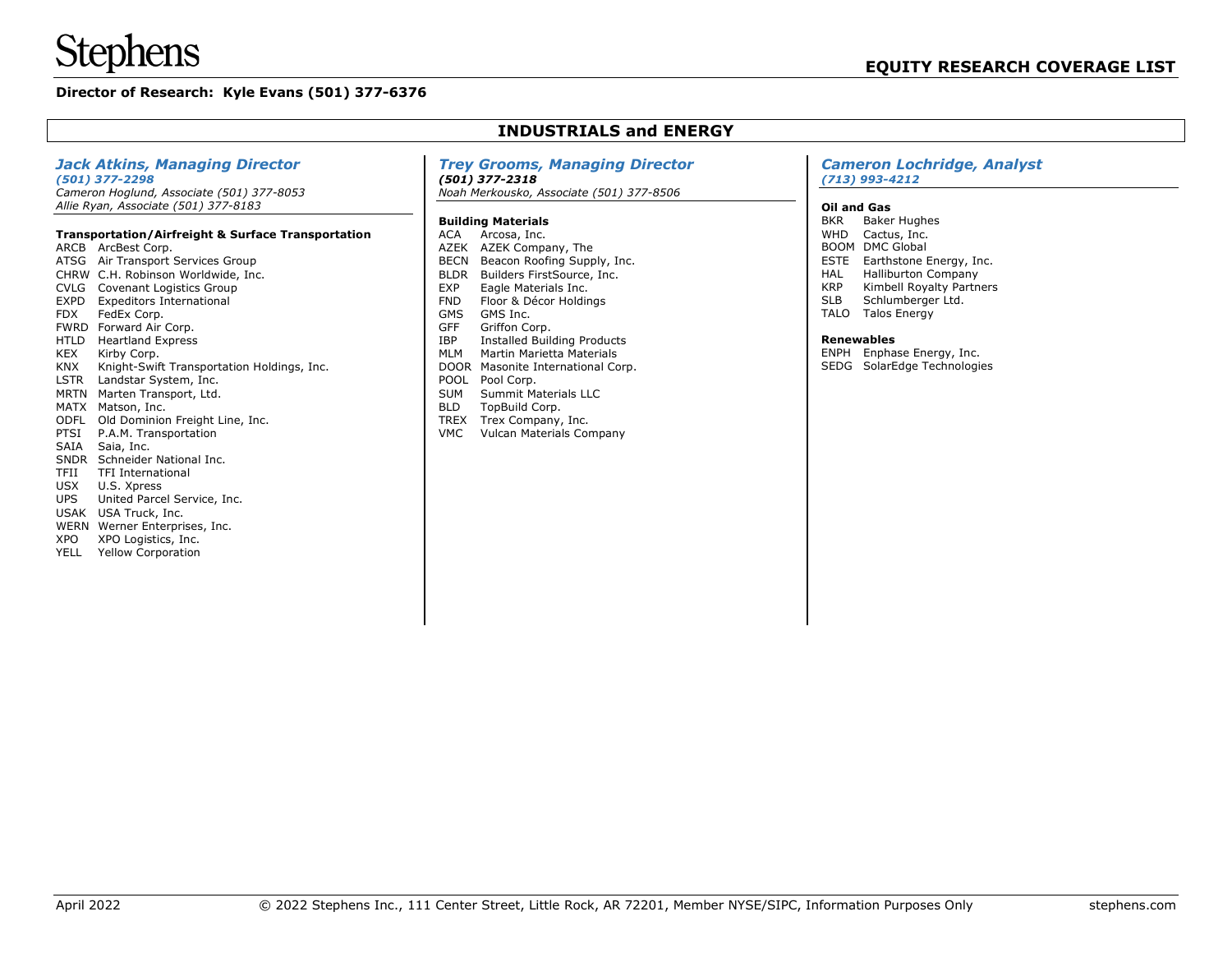# Stephens

## EQUITY RESEARCH COVERAGE LIST

**Director of Research: Kyle Evans (501) 377-6376**

## INDUSTRIALS and ENERGY

### *Jack Atkins, Managing Director*

***(501) 377-2298***

*Cameron Hoglund, Associate (501) 377-8053*
*Allie Ryan, Associate (501) 377-8183*

**Transportation/Airfreight & Surface Transportation**

| Ticker | Company |
|---|---|
| ARCB | ArcBest Corp. |
| ATSG | Air Transport Services Group |
| CHRW | C.H. Robinson Worldwide, Inc. |
| CVLG | Covenant Logistics Group |
| EXPD | Expeditors International |
| FDX | FedEx Corp. |
| FWRD | Forward Air Corp. |
| HTLD | Heartland Express |
| KEX | Kirby Corp. |
| KNX | Knight-Swift Transportation Holdings, Inc. |
| LSTR | Landstar System, Inc. |
| MRTN | Marten Transport, Ltd. |
| MATX | Matson, Inc. |
| ODFL | Old Dominion Freight Line, Inc. |
| PTSI | P.A.M. Transportation |
| SAIA | Saia, Inc. |
| SNDR | Schneider National Inc. |
| TFII | TFI International |
| USX | U.S. Xpress |
| UPS | United Parcel Service, Inc. |
| USAK | USA Truck, Inc. |
| WERN | Werner Enterprises, Inc. |
| XPO | XPO Logistics, Inc. |
| YELL | Yellow Corporation |

### *Trey Grooms, Managing Director*

***(501) 377-2318***

*Noah Merkousko, Associate (501) 377-8506*

**Building Materials**

| Ticker | Company |
|---|---|
| ACA | Arcosa, Inc. |
| AZEK | AZEK Company, The |
| BECN | Beacon Roofing Supply, Inc. |
| BLDR | Builders FirstSource, Inc. |
| EXP | Eagle Materials Inc. |
| FND | Floor & Décor Holdings |
| GMS | GMS Inc. |
| GFF | Griffon Corp. |
| IBP | Installed Building Products |
| MLM | Martin Marietta Materials |
| DOOR | Masonite International Corp. |
| POOL | Pool Corp. |
| SUM | Summit Materials LLC |
| BLD | TopBuild Corp. |
| TREX | Trex Company, Inc. |
| VMC | Vulcan Materials Company |

### *Cameron Lochridge, Analyst*

***(713) 993-4212***

**Oil and Gas**

| Ticker | Company |
|---|---|
| BKR | Baker Hughes |
| WHD | Cactus, Inc. |
| BOOM | DMC Global |
| ESTE | Earthstone Energy, Inc. |
| HAL | Halliburton Company |
| KRP | Kimbell Royalty Partners |
| SLB | Schlumberger Ltd. |
| TALO | Talos Energy |

**Renewables**

| Ticker | Company |
|---|---|
| ENPH | Enphase Energy, Inc. |
| SEDG | SolarEdge Technologies |

April 2022 © 2022 Stephens Inc., 111 Center Street, Little Rock, AR 72201, Member NYSE/SIPC, Information Purposes Only stephens.com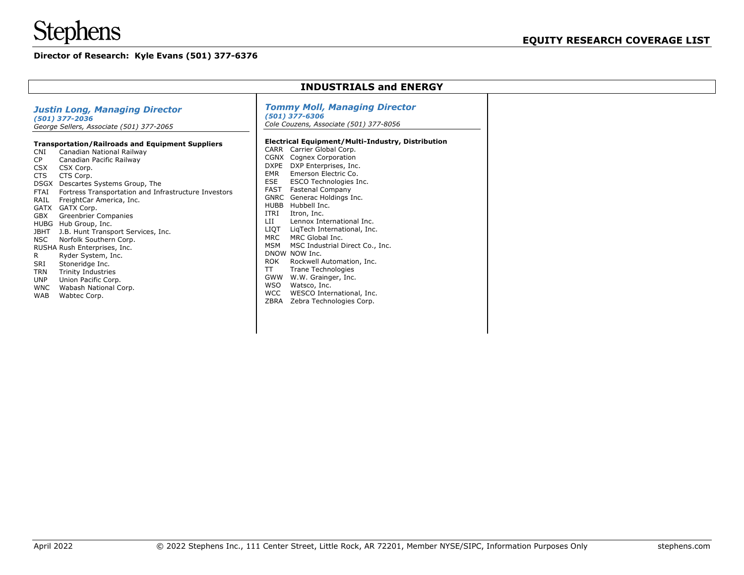# Stephens

## EQUITY RESEARCH COVERAGE LIST

**Director of Research: Kyle Evans (501) 377-6376**

## INDUSTRIALS and ENERGY

### *Justin Long, Managing Director*

***(501) 377-2036***

*George Sellers, Associate (501) 377-2065*

**Transportation/Railroads and Equipment Suppliers**

| | |
|---|---|
| CNI | Canadian National Railway |
| CP | Canadian Pacific Railway |
| CSX | CSX Corp. |
| CTS | CTS Corp. |
| DSGX | Descartes Systems Group, The |
| FTAI | Fortress Transportation and Infrastructure Investors |
| RAIL | FreightCar America, Inc. |
| GATX | GATX Corp. |
| GBX | Greenbrier Companies |
| HUBG | Hub Group, Inc. |
| JBHT | J.B. Hunt Transport Services, Inc. |
| NSC | Norfolk Southern Corp. |
| RUSHA | Rush Enterprises, Inc. |
| R | Ryder System, Inc. |
| SRI | Stoneridge Inc. |
| TRN | Trinity Industries |
| UNP | Union Pacific Corp. |
| WNC | Wabash National Corp. |
| WAB | Wabtec Corp. |

### *Tommy Moll, Managing Director*

***(501) 377-6306***

*Cole Couzens, Associate (501) 377-8056*

**Electrical Equipment/Multi-Industry, Distribution**

| | |
|---|---|
| CARR | Carrier Global Corp. |
| CGNX | Cognex Corporation |
| DXPE | DXP Enterprises, Inc. |
| EMR | Emerson Electric Co. |
| ESE | ESCO Technologies Inc. |
| FAST | Fastenal Company |
| GNRC | Generac Holdings Inc. |
| HUBB | Hubbell Inc. |
| ITRI | Itron, Inc. |
| LII | Lennox International Inc. |
| LIQT | LiqTech International, Inc. |
| MRC | MRC Global Inc. |
| MSM | MSC Industrial Direct Co., Inc. |
| DNOW | NOW Inc. |
| ROK | Rockwell Automation, Inc. |
| TT | Trane Technologies |
| GWW | W.W. Grainger, Inc. |
| WSO | Watsco, Inc. |
| WCC | WESCO International, Inc. |
| ZBRA | Zebra Technologies Corp. |

April 2022 © 2022 Stephens Inc., 111 Center Street, Little Rock, AR 72201, Member NYSE/SIPC, Information Purposes Only stephens.com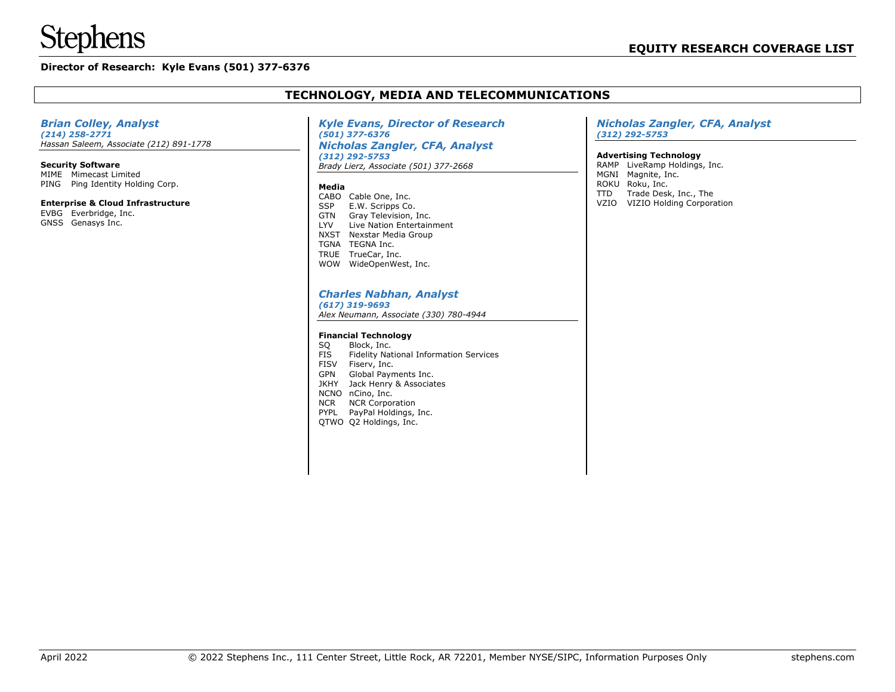Stephens

**EQUITY RESEARCH COVERAGE LIST**

**Director of Research: Kyle Evans (501) 377-6376**

## TECHNOLOGY, MEDIA AND TELECOMMUNICATIONS

### *Brian Colley, Analyst*
***(214) 258-2771***
*Hassan Saleem, Associate (212) 891-1778*

**Security Software**

| | |
|---|---|
| MIME | Mimecast Limited |
| PING | Ping Identity Holding Corp. |

**Enterprise & Cloud Infrastructure**

| | |
|---|---|
| EVBG | Everbridge, Inc. |
| GNSS | Genasys Inc. |

### *Kyle Evans, Director of Research*
***(501) 377-6376***

### *Nicholas Zangler, CFA, Analyst*
***(312) 292-5753***
*Brady Lierz, Associate (501) 377-2668*

**Media**

| | |
|---|---|
| CABO | Cable One, Inc. |
| SSP | E.W. Scripps Co. |
| GTN | Gray Television, Inc. |
| LYV | Live Nation Entertainment |
| NXST | Nexstar Media Group |
| TGNA | TEGNA Inc. |
| TRUE | TrueCar, Inc. |
| WOW | WideOpenWest, Inc. |

### *Charles Nabhan, Analyst*
***(617) 319-9693***
*Alex Neumann, Associate (330) 780-4944*

**Financial Technology**

| | |
|---|---|
| SQ | Block, Inc. |
| FIS | Fidelity National Information Services |
| FISV | Fiserv, Inc. |
| GPN | Global Payments Inc. |
| JKHY | Jack Henry & Associates |
| NCNO | nCino, Inc. |
| NCR | NCR Corporation |
| PYPL | PayPal Holdings, Inc. |
| QTWO | Q2 Holdings, Inc. |

### *Nicholas Zangler, CFA, Analyst*
***(312) 292-5753***

**Advertising Technology**

| | |
|---|---|
| RAMP | LiveRamp Holdings, Inc. |
| MGNI | Magnite, Inc. |
| ROKU | Roku, Inc. |
| TTD | Trade Desk, Inc., The |
| VZIO | VIZIO Holding Corporation |

April 2022 © 2022 Stephens Inc., 111 Center Street, Little Rock, AR 72201, Member NYSE/SIPC, Information Purposes Only stephens.com